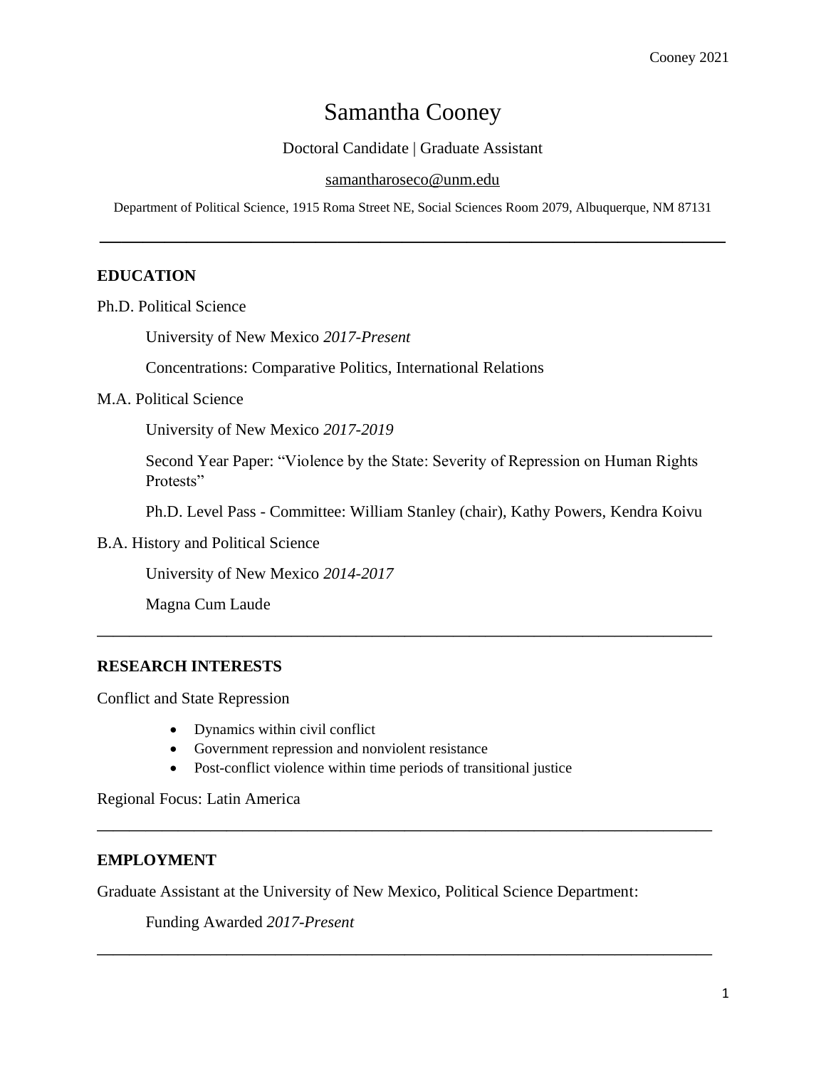# Samantha Cooney

Doctoral Candidate | Graduate Assistant

samantharoseco@unm.edu

Department of Political Science, 1915 Roma Street NE, Social Sciences Room 2079, Albuquerque, NM 87131

---

## EDUCATION

Ph.D. Political Science

University of New Mexico *2017-Present*

Concentrations: Comparative Politics, International Relations

M.A. Political Science

University of New Mexico *2017-2019*

Second Year Paper: "Violence by the State: Severity of Repression on Human Rights Protests"

Ph.D. Level Pass - Committee: William Stanley (chair), Kathy Powers, Kendra Koivu

B.A. History and Political Science

University of New Mexico *2014-2017*

Magna Cum Laude

---

## RESEARCH INTERESTS

Conflict and State Repression

- Dynamics within civil conflict
- Government repression and nonviolent resistance
- Post-conflict violence within time periods of transitional justice

Regional Focus: Latin America

---

## EMPLOYMENT

Graduate Assistant at the University of New Mexico, Political Science Department:

Funding Awarded *2017-Present*

---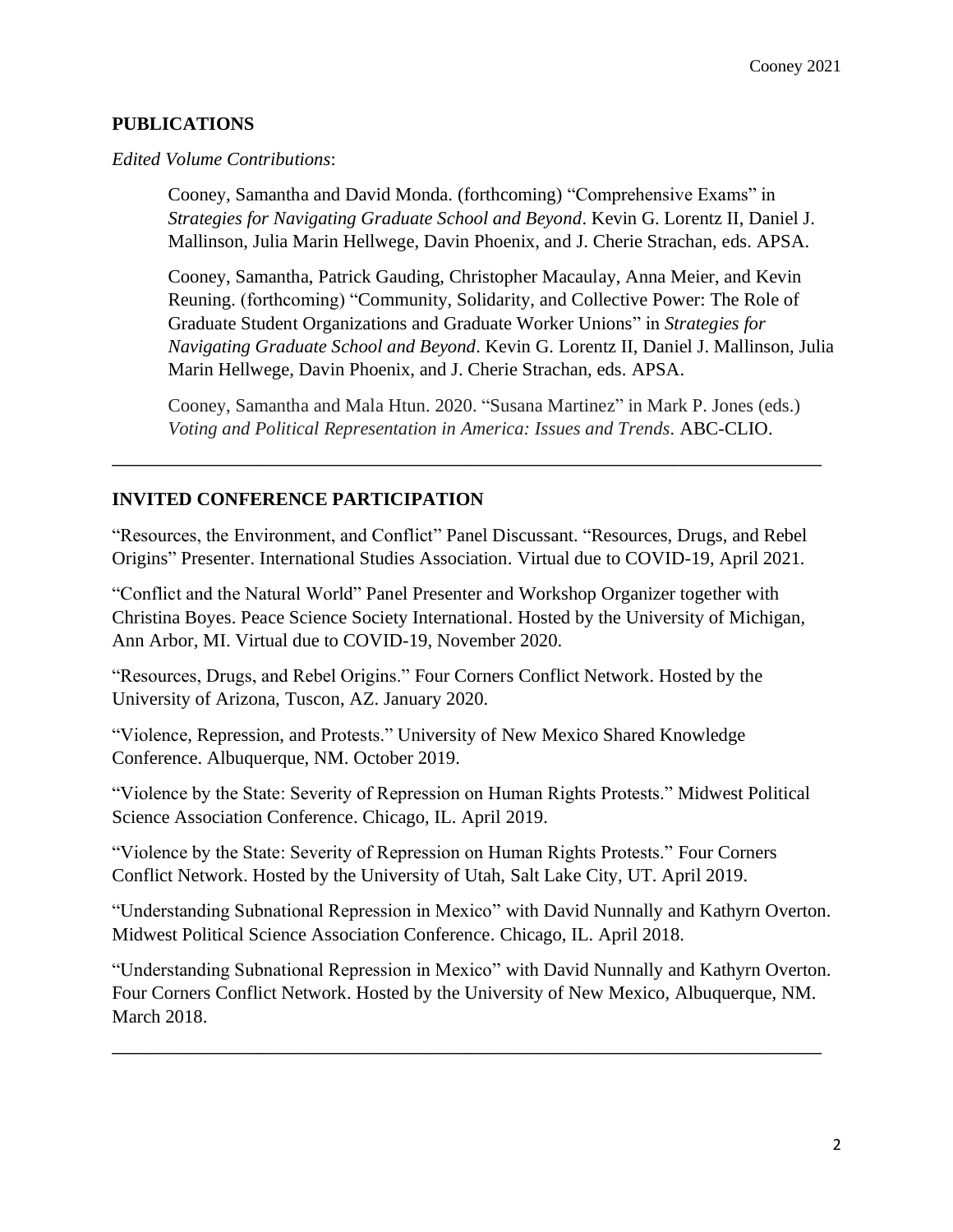## PUBLICATIONS

*Edited Volume Contributions*:

> Cooney, Samantha and David Monda. (forthcoming) "Comprehensive Exams" in *Strategies for Navigating Graduate School and Beyond*. Kevin G. Lorentz II, Daniel J. Mallinson, Julia Marin Hellwege, Davin Phoenix, and J. Cherie Strachan, eds. APSA.
>
> Cooney, Samantha, Patrick Gauding, Christopher Macaulay, Anna Meier, and Kevin Reuning. (forthcoming) "Community, Solidarity, and Collective Power: The Role of Graduate Student Organizations and Graduate Worker Unions" in *Strategies for Navigating Graduate School and Beyond*. Kevin G. Lorentz II, Daniel J. Mallinson, Julia Marin Hellwege, Davin Phoenix, and J. Cherie Strachan, eds. APSA.
>
> Cooney, Samantha and Mala Htun. 2020. "Susana Martinez" in Mark P. Jones (eds.) *Voting and Political Representation in America: Issues and Trends*. ABC-CLIO.

---

## INVITED CONFERENCE PARTICIPATION

"Resources, the Environment, and Conflict" Panel Discussant. "Resources, Drugs, and Rebel Origins" Presenter. International Studies Association. Virtual due to COVID-19, April 2021.

"Conflict and the Natural World" Panel Presenter and Workshop Organizer together with Christina Boyes. Peace Science Society International. Hosted by the University of Michigan, Ann Arbor, MI. Virtual due to COVID-19, November 2020.

"Resources, Drugs, and Rebel Origins." Four Corners Conflict Network. Hosted by the University of Arizona, Tuscon, AZ. January 2020.

"Violence, Repression, and Protests." University of New Mexico Shared Knowledge Conference. Albuquerque, NM. October 2019.

"Violence by the State: Severity of Repression on Human Rights Protests." Midwest Political Science Association Conference. Chicago, IL. April 2019.

"Violence by the State: Severity of Repression on Human Rights Protests." Four Corners Conflict Network. Hosted by the University of Utah, Salt Lake City, UT. April 2019.

"Understanding Subnational Repression in Mexico" with David Nunnally and Kathyrn Overton. Midwest Political Science Association Conference. Chicago, IL. April 2018.

"Understanding Subnational Repression in Mexico" with David Nunnally and Kathyrn Overton. Four Corners Conflict Network. Hosted by the University of New Mexico, Albuquerque, NM. March 2018.

---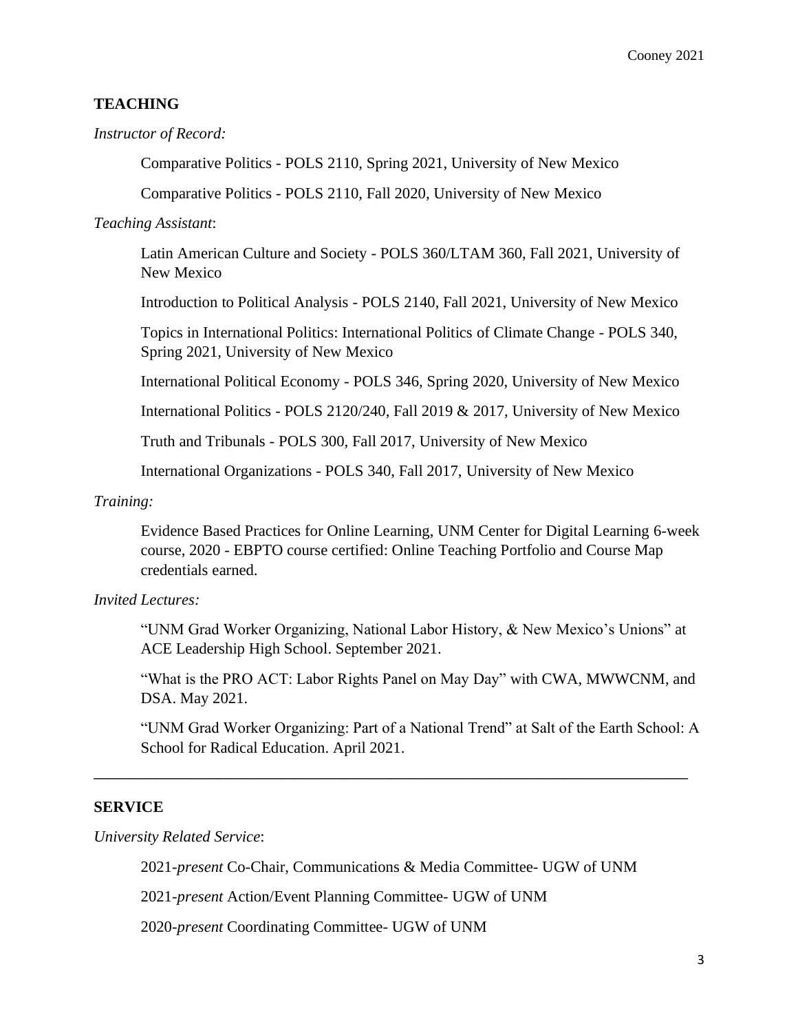## TEACHING

*Instructor of Record:*

Comparative Politics - POLS 2110, Spring 2021, University of New Mexico

Comparative Politics - POLS 2110, Fall 2020, University of New Mexico

*Teaching Assistant*:

Latin American Culture and Society - POLS 360/LTAM 360, Fall 2021, University of New Mexico

Introduction to Political Analysis - POLS 2140, Fall 2021, University of New Mexico

Topics in International Politics: International Politics of Climate Change - POLS 340, Spring 2021, University of New Mexico

International Political Economy - POLS 346, Spring 2020, University of New Mexico

International Politics - POLS 2120/240, Fall 2019 & 2017, University of New Mexico

Truth and Tribunals - POLS 300, Fall 2017, University of New Mexico

International Organizations - POLS 340, Fall 2017, University of New Mexico

*Training:*

Evidence Based Practices for Online Learning, UNM Center for Digital Learning 6-week course, 2020 - EBPTO course certified: Online Teaching Portfolio and Course Map credentials earned.

*Invited Lectures:*

"UNM Grad Worker Organizing, National Labor History, & New Mexico's Unions" at ACE Leadership High School. September 2021.

"What is the PRO ACT: Labor Rights Panel on May Day" with CWA, MWWCNM, and DSA. May 2021.

"UNM Grad Worker Organizing: Part of a National Trend" at Salt of the Earth School: A School for Radical Education. April 2021.

---

## SERVICE

*University Related Service*:

2021-*present* Co-Chair, Communications & Media Committee- UGW of UNM

2021-*present* Action/Event Planning Committee- UGW of UNM

2020-*present* Coordinating Committee- UGW of UNM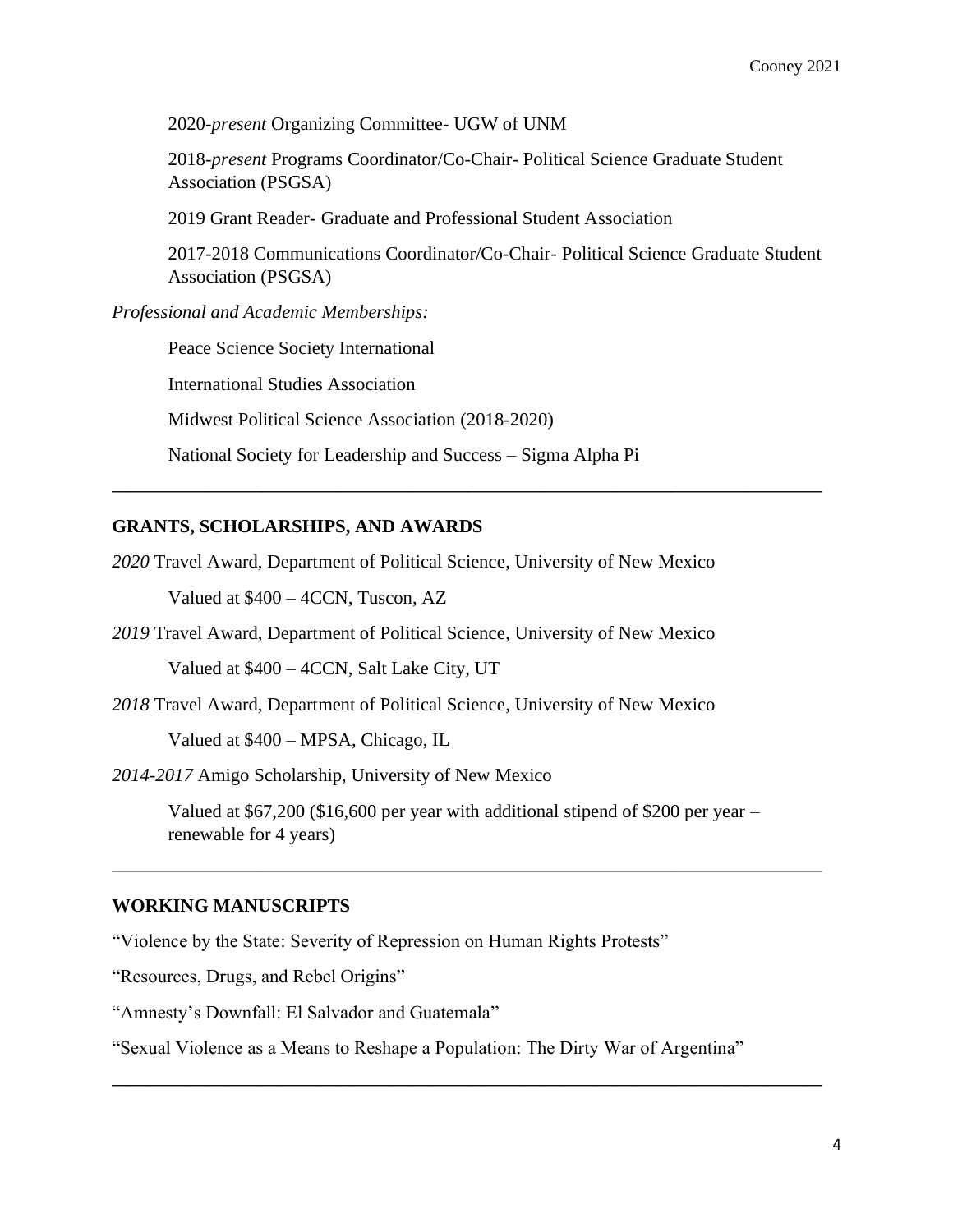2020-*present* Organizing Committee- UGW of UNM

2018-*present* Programs Coordinator/Co-Chair- Political Science Graduate Student Association (PSGSA)

2019 Grant Reader- Graduate and Professional Student Association

2017-2018 Communications Coordinator/Co-Chair- Political Science Graduate Student Association (PSGSA)

*Professional and Academic Memberships:*

Peace Science Society International

International Studies Association

Midwest Political Science Association (2018-2020)

National Society for Leadership and Success – Sigma Alpha Pi

---

## GRANTS, SCHOLARSHIPS, AND AWARDS

*2020* Travel Award, Department of Political Science, University of New Mexico

Valued at $400 – 4CCN, Tuscon, AZ

*2019* Travel Award, Department of Political Science, University of New Mexico

Valued at $400 – 4CCN, Salt Lake City, UT

*2018* Travel Award, Department of Political Science, University of New Mexico

Valued at $400 – MPSA, Chicago, IL

*2014-2017* Amigo Scholarship, University of New Mexico

Valued at $67,200 ($16,600 per year with additional stipend of $200 per year – renewable for 4 years)

---

## WORKING MANUSCRIPTS

"Violence by the State: Severity of Repression on Human Rights Protests"

"Resources, Drugs, and Rebel Origins"

"Amnesty's Downfall: El Salvador and Guatemala"

"Sexual Violence as a Means to Reshape a Population: The Dirty War of Argentina"

---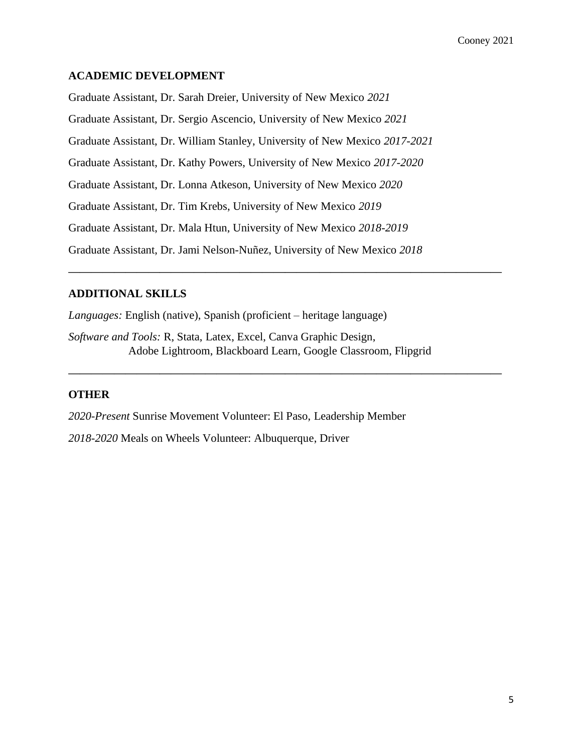## ACADEMIC DEVELOPMENT

Graduate Assistant, Dr. Sarah Dreier, University of New Mexico *2021*

Graduate Assistant, Dr. Sergio Ascencio, University of New Mexico *2021*

Graduate Assistant, Dr. William Stanley, University of New Mexico *2017-2021*

Graduate Assistant, Dr. Kathy Powers, University of New Mexico *2017-2020*

Graduate Assistant, Dr. Lonna Atkeson, University of New Mexico *2020*

Graduate Assistant, Dr. Tim Krebs, University of New Mexico *2019*

Graduate Assistant, Dr. Mala Htun, University of New Mexico *2018-2019*

Graduate Assistant, Dr. Jami Nelson-Nuñez, University of New Mexico *2018*

---

## ADDITIONAL SKILLS

*Languages:* English (native), Spanish (proficient – heritage language)

*Software and Tools:* R, Stata, Latex, Excel, Canva Graphic Design,
Adobe Lightroom, Blackboard Learn, Google Classroom, Flipgrid

---

## OTHER

*2020-Present* Sunrise Movement Volunteer: El Paso, Leadership Member

*2018-2020* Meals on Wheels Volunteer: Albuquerque, Driver